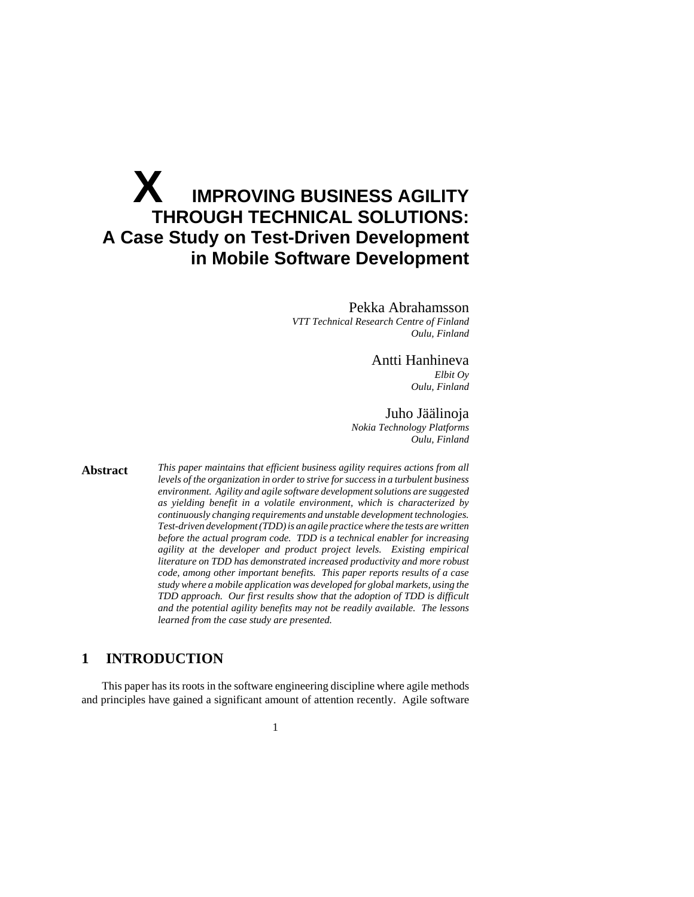# X IMPROVING BUSINESS AGILITY THROUGH TECHNICAL SOLUTIONS: A Case Study on Test-Driven Development in Mobile Software Development

Pekka Abrahamsson
*VTT Technical Research Centre of Finland*
*Oulu, Finland*

Antti Hanhineva
*Elbit Oy*
*Oulu, Finland*

Juho Jäälinoja
*Nokia Technology Platforms*
*Oulu, Finland*

**Abstract** *This paper maintains that efficient business agility requires actions from all levels of the organization in order to strive for success in a turbulent business environment. Agility and agile software development solutions are suggested as yielding benefit in a volatile environment, which is characterized by continuously changing requirements and unstable development technologies. Test-driven development (TDD) is an agile practice where the tests are written before the actual program code. TDD is a technical enabler for increasing agility at the developer and product project levels. Existing empirical literature on TDD has demonstrated increased productivity and more robust code, among other important benefits. This paper reports results of a case study where a mobile application was developed for global markets, using the TDD approach. Our first results show that the adoption of TDD is difficult and the potential agility benefits may not be readily available. The lessons learned from the case study are presented.*

## 1 INTRODUCTION

This paper has its roots in the software engineering discipline where agile methods and principles have gained a significant amount of attention recently. Agile software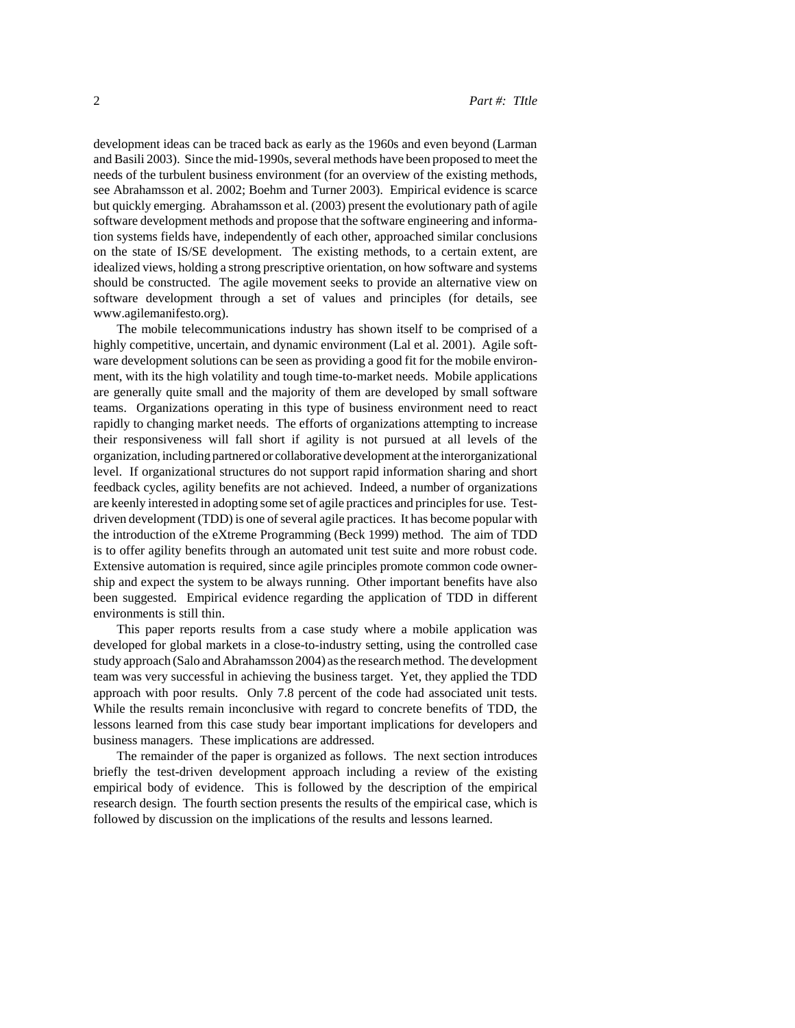development ideas can be traced back as early as the 1960s and even beyond (Larman and Basili 2003). Since the mid-1990s, several methods have been proposed to meet the needs of the turbulent business environment (for an overview of the existing methods, see Abrahamsson et al. 2002; Boehm and Turner 2003). Empirical evidence is scarce but quickly emerging. Abrahamsson et al. (2003) present the evolutionary path of agile software development methods and propose that the software engineering and information systems fields have, independently of each other, approached similar conclusions on the state of IS/SE development. The existing methods, to a certain extent, are idealized views, holding a strong prescriptive orientation, on how software and systems should be constructed. The agile movement seeks to provide an alternative view on software development through a set of values and principles (for details, see www.agilemanifesto.org).

The mobile telecommunications industry has shown itself to be comprised of a highly competitive, uncertain, and dynamic environment (Lal et al. 2001). Agile software development solutions can be seen as providing a good fit for the mobile environment, with its the high volatility and tough time-to-market needs. Mobile applications are generally quite small and the majority of them are developed by small software teams. Organizations operating in this type of business environment need to react rapidly to changing market needs. The efforts of organizations attempting to increase their responsiveness will fall short if agility is not pursued at all levels of the organization, including partnered or collaborative development at the interorganizational level. If organizational structures do not support rapid information sharing and short feedback cycles, agility benefits are not achieved. Indeed, a number of organizations are keenly interested in adopting some set of agile practices and principles for use. Test-driven development (TDD) is one of several agile practices. It has become popular with the introduction of the eXtreme Programming (Beck 1999) method. The aim of TDD is to offer agility benefits through an automated unit test suite and more robust code. Extensive automation is required, since agile principles promote common code ownership and expect the system to be always running. Other important benefits have also been suggested. Empirical evidence regarding the application of TDD in different environments is still thin.

This paper reports results from a case study where a mobile application was developed for global markets in a close-to-industry setting, using the controlled case study approach (Salo and Abrahamsson 2004) as the research method. The development team was very successful in achieving the business target. Yet, they applied the TDD approach with poor results. Only 7.8 percent of the code had associated unit tests. While the results remain inconclusive with regard to concrete benefits of TDD, the lessons learned from this case study bear important implications for developers and business managers. These implications are addressed.

The remainder of the paper is organized as follows. The next section introduces briefly the test-driven development approach including a review of the existing empirical body of evidence. This is followed by the description of the empirical research design. The fourth section presents the results of the empirical case, which is followed by discussion on the implications of the results and lessons learned.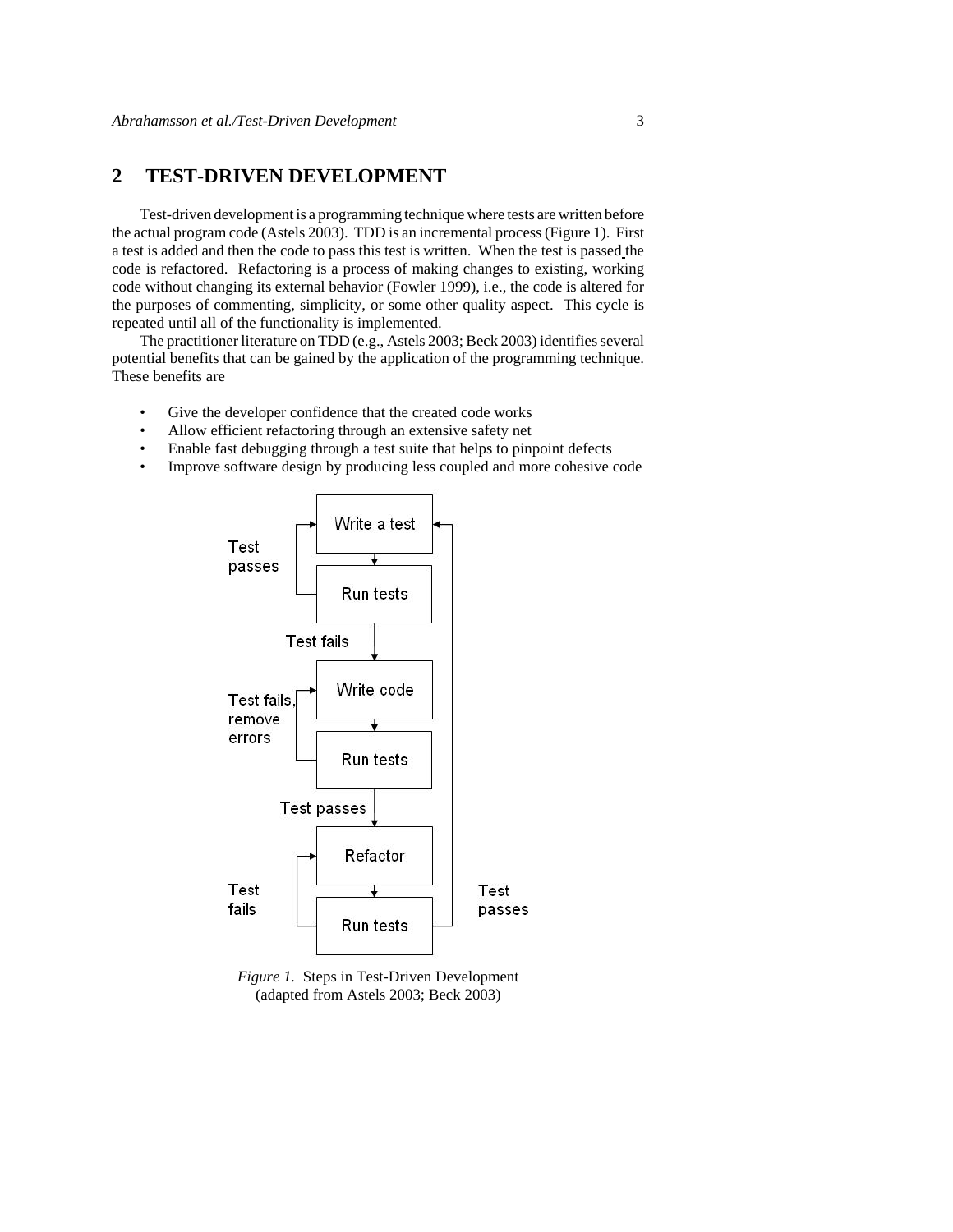## 2 TEST-DRIVEN DEVELOPMENT

Test-driven development is a programming technique where tests are written before the actual program code (Astels 2003). TDD is an incremental process (Figure 1). First a test is added and then the code to pass this test is written. When the test is passed the code is refactored. Refactoring is a process of making changes to existing, working code without changing its external behavior (Fowler 1999), i.e., the code is altered for the purposes of commenting, simplicity, or some other quality aspect. This cycle is repeated until all of the functionality is implemented.

The practitioner literature on TDD (e.g., Astels 2003; Beck 2003) identifies several potential benefits that can be gained by the application of the programming technique. These benefits are

- Give the developer confidence that the created code works
- Allow efficient refactoring through an extensive safety net
- Enable fast debugging through a test suite that helps to pinpoint defects
- Improve software design by producing less coupled and more cohesive code

*Figure 1.* Steps in Test-Driven Development (adapted from Astels 2003; Beck 2003)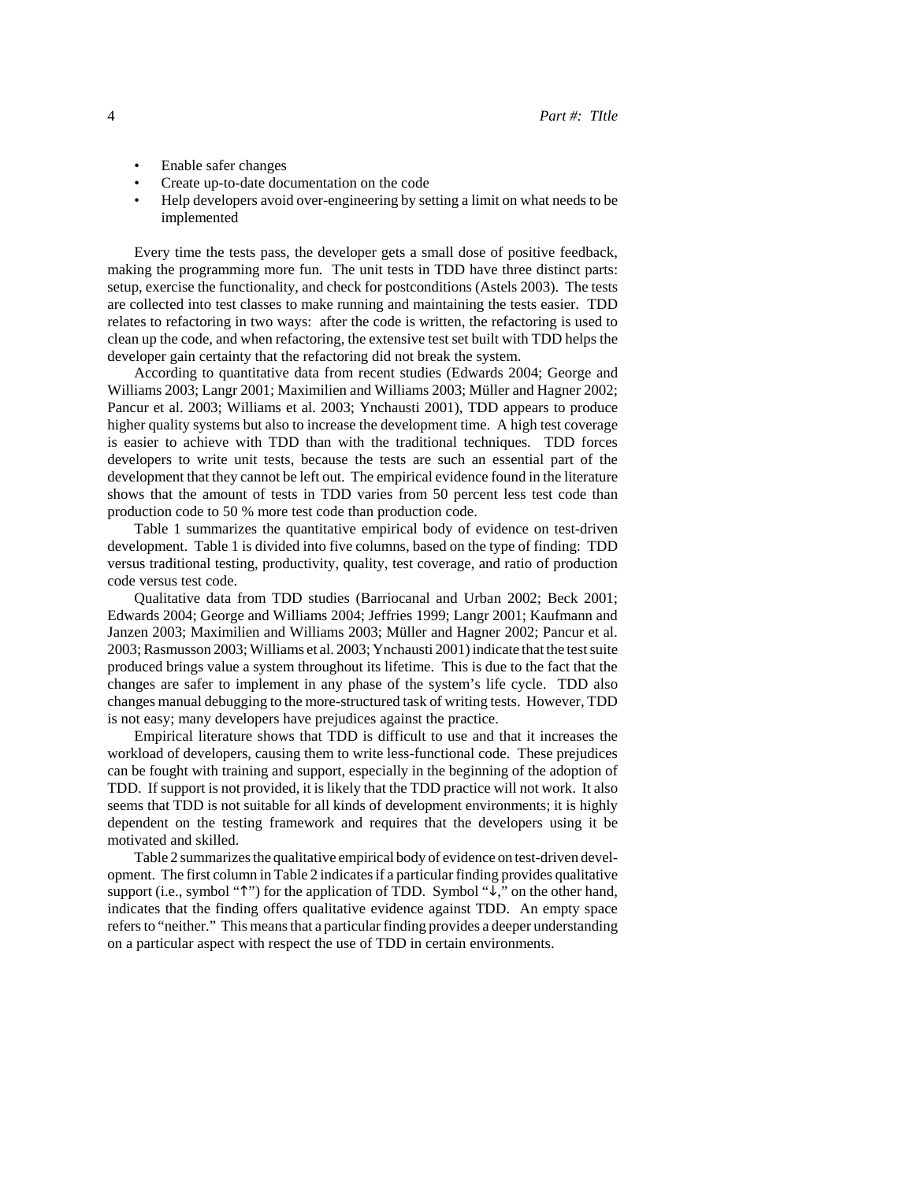- Enable safer changes
- Create up-to-date documentation on the code
- Help developers avoid over-engineering by setting a limit on what needs to be implemented

Every time the tests pass, the developer gets a small dose of positive feedback, making the programming more fun. The unit tests in TDD have three distinct parts: setup, exercise the functionality, and check for postconditions (Astels 2003). The tests are collected into test classes to make running and maintaining the tests easier. TDD relates to refactoring in two ways: after the code is written, the refactoring is used to clean up the code, and when refactoring, the extensive test set built with TDD helps the developer gain certainty that the refactoring did not break the system.

According to quantitative data from recent studies (Edwards 2004; George and Williams 2003; Langr 2001; Maximilien and Williams 2003; Müller and Hagner 2002; Pancur et al. 2003; Williams et al. 2003; Ynchausti 2001), TDD appears to produce higher quality systems but also to increase the development time. A high test coverage is easier to achieve with TDD than with the traditional techniques. TDD forces developers to write unit tests, because the tests are such an essential part of the development that they cannot be left out. The empirical evidence found in the literature shows that the amount of tests in TDD varies from 50 percent less test code than production code to 50 % more test code than production code.

Table 1 summarizes the quantitative empirical body of evidence on test-driven development. Table 1 is divided into five columns, based on the type of finding: TDD versus traditional testing, productivity, quality, test coverage, and ratio of production code versus test code.

Qualitative data from TDD studies (Barriocanal and Urban 2002; Beck 2001; Edwards 2004; George and Williams 2004; Jeffries 1999; Langr 2001; Kaufmann and Janzen 2003; Maximilien and Williams 2003; Müller and Hagner 2002; Pancur et al. 2003; Rasmusson 2003; Williams et al. 2003; Ynchausti 2001) indicate that the test suite produced brings value a system throughout its lifetime. This is due to the fact that the changes are safer to implement in any phase of the system's life cycle. TDD also changes manual debugging to the more-structured task of writing tests. However, TDD is not easy; many developers have prejudices against the practice.

Empirical literature shows that TDD is difficult to use and that it increases the workload of developers, causing them to write less-functional code. These prejudices can be fought with training and support, especially in the beginning of the adoption of TDD. If support is not provided, it is likely that the TDD practice will not work. It also seems that TDD is not suitable for all kinds of development environments; it is highly dependent on the testing framework and requires that the developers using it be motivated and skilled.

Table 2 summarizes the qualitative empirical body of evidence on test-driven development. The first column in Table 2 indicates if a particular finding provides qualitative support (i.e., symbol "↑") for the application of TDD. Symbol "↓," on the other hand, indicates that the finding offers qualitative evidence against TDD. An empty space refers to "neither." This means that a particular finding provides a deeper understanding on a particular aspect with respect the use of TDD in certain environments.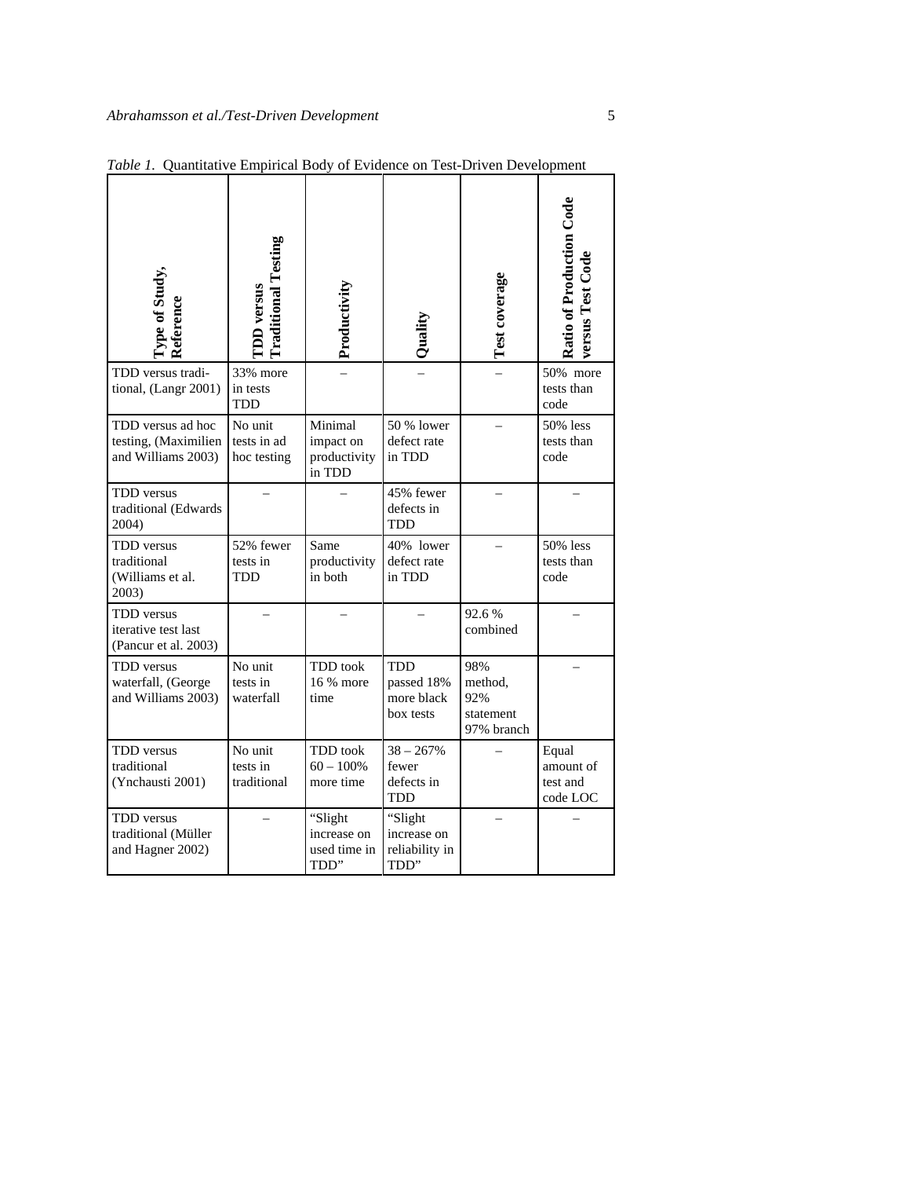*Table 1.* Quantitative Empirical Body of Evidence on Test-Driven Development

| Type of Study, Reference | TDD versus Traditional Testing | Productivity | Quality | Test coverage | Ratio of Production Code versus Test Code |
|---|---|---|---|---|---|
| TDD versus traditional, (Langr 2001) | 33% more in tests TDD | – | – | – | 50% more tests than code |
| TDD versus ad hoc testing, (Maximilien and Williams 2003) | No unit tests in ad hoc testing | Minimal impact on productivity in TDD | 50 % lower defect rate in TDD | – | 50% less tests than code |
| TDD versus traditional (Edwards 2004) | – | – | 45% fewer defects in TDD | – | – |
| TDD versus traditional (Williams et al. 2003) | 52% fewer tests in TDD | Same productivity in both | 40% lower defect rate in TDD | – | 50% less tests than code |
| TDD versus iterative test last (Pancur et al. 2003) | – | – | – | 92.6 % combined | – |
| TDD versus waterfall, (George and Williams 2003) | No unit tests in waterfall | TDD took 16 % more time | TDD passed 18% more black box tests | 98% method, 92% statement 97% branch | – |
| TDD versus traditional (Ynchausti 2001) | No unit tests in traditional | TDD took 60 – 100% more time | 38 – 267% fewer defects in TDD | – | Equal amount of test and code LOC |
| TDD versus traditional (Müller and Hagner 2002) | – | "Slight increase on used time in TDD" | "Slight increase on reliability in TDD" | – | – |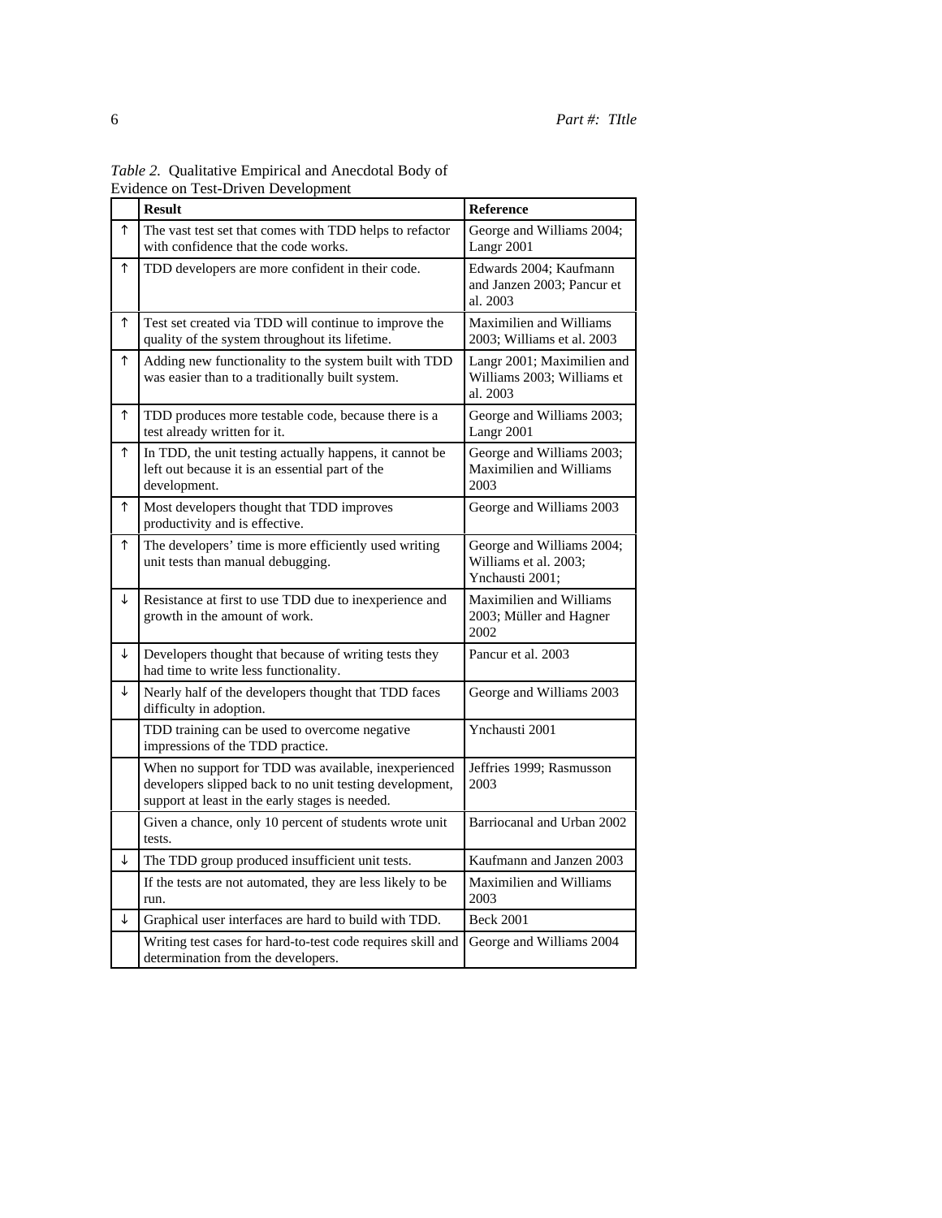*Table 2.* Qualitative Empirical and Anecdotal Body of Evidence on Test-Driven Development

| | **Result** | **Reference** |
|---|---|---|
| ↑ | The vast test set that comes with TDD helps to refactor with confidence that the code works. | George and Williams 2004; Langr 2001 |
| ↑ | TDD developers are more confident in their code. | Edwards 2004; Kaufmann and Janzen 2003; Pancur et al. 2003 |
| ↑ | Test set created via TDD will continue to improve the quality of the system throughout its lifetime. | Maximilien and Williams 2003; Williams et al. 2003 |
| ↑ | Adding new functionality to the system built with TDD was easier than to a traditionally built system. | Langr 2001; Maximilien and Williams 2003; Williams et al. 2003 |
| ↑ | TDD produces more testable code, because there is a test already written for it. | George and Williams 2003; Langr 2001 |
| ↑ | In TDD, the unit testing actually happens, it cannot be left out because it is an essential part of the development. | George and Williams 2003; Maximilien and Williams 2003 |
| ↑ | Most developers thought that TDD improves productivity and is effective. | George and Williams 2003 |
| ↑ | The developers' time is more efficiently used writing unit tests than manual debugging. | George and Williams 2004; Williams et al. 2003; Ynchausti 2001; |
| ↓ | Resistance at first to use TDD due to inexperience and growth in the amount of work. | Maximilien and Williams 2003; Müller and Hagner 2002 |
| ↓ | Developers thought that because of writing tests they had time to write less functionality. | Pancur et al. 2003 |
| ↓ | Nearly half of the developers thought that TDD faces difficulty in adoption. | George and Williams 2003 |
| | TDD training can be used to overcome negative impressions of the TDD practice. | Ynchausti 2001 |
| | When no support for TDD was available, inexperienced developers slipped back to no unit testing development, support at least in the early stages is needed. | Jeffries 1999; Rasmusson 2003 |
| | Given a chance, only 10 percent of students wrote unit tests. | Barriocanal and Urban 2002 |
| ↓ | The TDD group produced insufficient unit tests. | Kaufmann and Janzen 2003 |
| | If the tests are not automated, they are less likely to be run. | Maximilien and Williams 2003 |
| ↓ | Graphical user interfaces are hard to build with TDD. | Beck 2001 |
| | Writing test cases for hard-to-test code requires skill and determination from the developers. | George and Williams 2004 |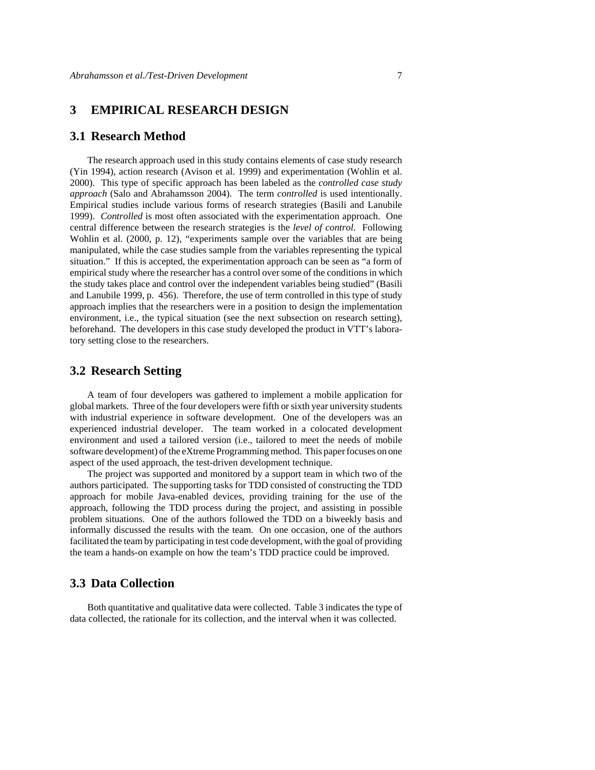# 3 EMPIRICAL RESEARCH DESIGN

## 3.1 Research Method

The research approach used in this study contains elements of case study research (Yin 1994), action research (Avison et al. 1999) and experimentation (Wohlin et al. 2000). This type of specific approach has been labeled as the *controlled case study approach* (Salo and Abrahamsson 2004). The term *controlled* is used intentionally. Empirical studies include various forms of research strategies (Basili and Lanubile 1999). *Controlled* is most often associated with the experimentation approach. One central difference between the research strategies is the *level of control.* Following Wohlin et al. (2000, p. 12), "experiments sample over the variables that are being manipulated, while the case studies sample from the variables representing the typical situation." If this is accepted, the experimentation approach can be seen as "a form of empirical study where the researcher has a control over some of the conditions in which the study takes place and control over the independent variables being studied" (Basili and Lanubile 1999, p. 456). Therefore, the use of term controlled in this type of study approach implies that the researchers were in a position to design the implementation environment, i.e., the typical situation (see the next subsection on research setting), beforehand. The developers in this case study developed the product in VTT's laboratory setting close to the researchers.

## 3.2 Research Setting

A team of four developers was gathered to implement a mobile application for global markets. Three of the four developers were fifth or sixth year university students with industrial experience in software development. One of the developers was an experienced industrial developer. The team worked in a colocated development environment and used a tailored version (i.e., tailored to meet the needs of mobile software development) of the eXtreme Programming method. This paper focuses on one aspect of the used approach, the test-driven development technique.

The project was supported and monitored by a support team in which two of the authors participated. The supporting tasks for TDD consisted of constructing the TDD approach for mobile Java-enabled devices, providing training for the use of the approach, following the TDD process during the project, and assisting in possible problem situations. One of the authors followed the TDD on a biweekly basis and informally discussed the results with the team. On one occasion, one of the authors facilitated the team by participating in test code development, with the goal of providing the team a hands-on example on how the team's TDD practice could be improved.

## 3.3 Data Collection

Both quantitative and qualitative data were collected. Table 3 indicates the type of data collected, the rationale for its collection, and the interval when it was collected.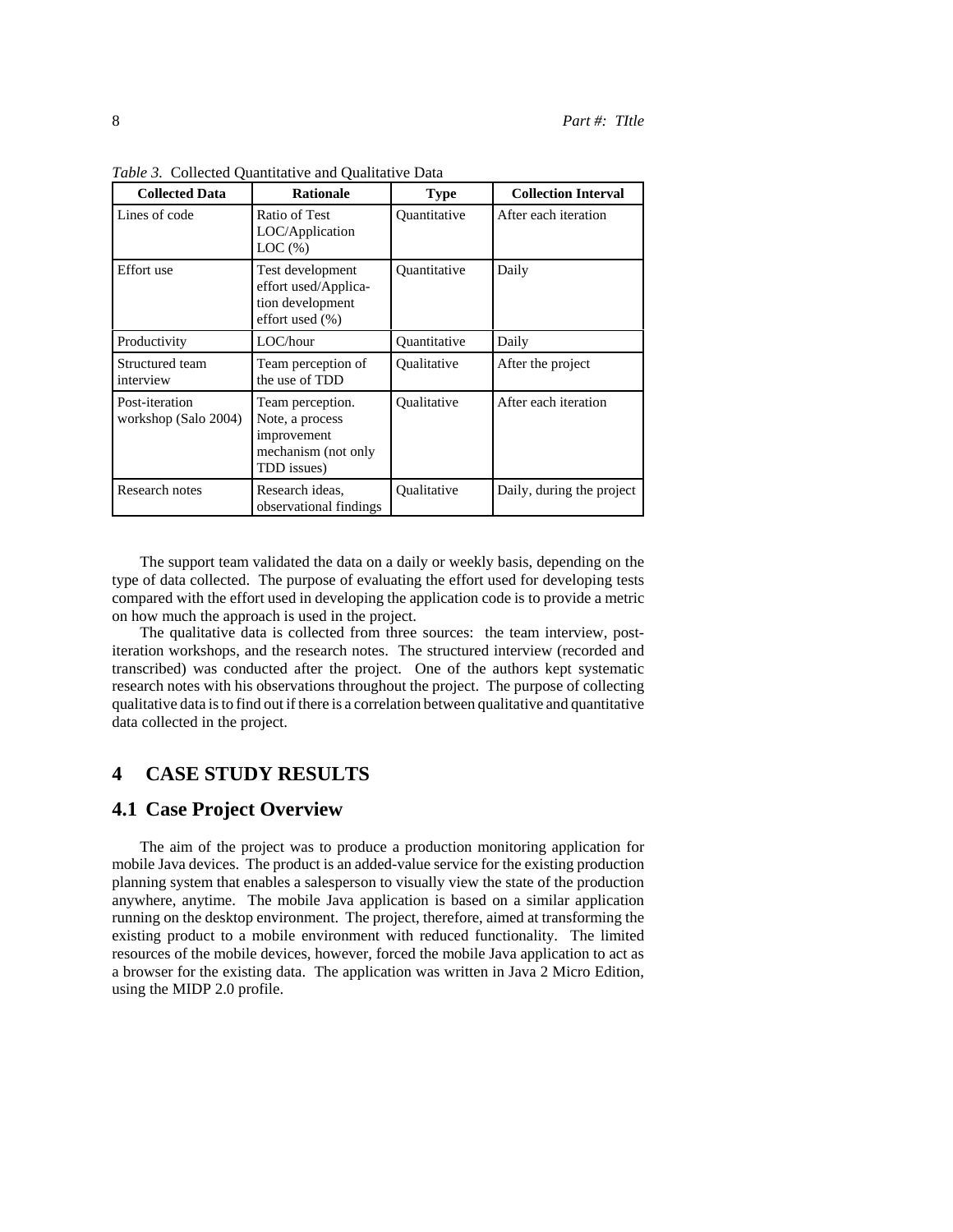*Table 3.* Collected Quantitative and Qualitative Data

| Collected Data | Rationale | Type | Collection Interval |
|---|---|---|---|
| Lines of code | Ratio of Test LOC/Application LOC (%) | Quantitative | After each iteration |
| Effort use | Test development effort used/Application development effort used (%) | Quantitative | Daily |
| Productivity | LOC/hour | Quantitative | Daily |
| Structured team interview | Team perception of the use of TDD | Qualitative | After the project |
| Post-iteration workshop (Salo 2004) | Team perception. Note, a process improvement mechanism (not only TDD issues) | Qualitative | After each iteration |
| Research notes | Research ideas, observational findings | Qualitative | Daily, during the project |

The support team validated the data on a daily or weekly basis, depending on the type of data collected. The purpose of evaluating the effort used for developing tests compared with the effort used in developing the application code is to provide a metric on how much the approach is used in the project.

The qualitative data is collected from three sources: the team interview, post-iteration workshops, and the research notes. The structured interview (recorded and transcribed) was conducted after the project. One of the authors kept systematic research notes with his observations throughout the project. The purpose of collecting qualitative data is to find out if there is a correlation between qualitative and quantitative data collected in the project.

# 4 CASE STUDY RESULTS

## 4.1 Case Project Overview

The aim of the project was to produce a production monitoring application for mobile Java devices. The product is an added-value service for the existing production planning system that enables a salesperson to visually view the state of the production anywhere, anytime. The mobile Java application is based on a similar application running on the desktop environment. The project, therefore, aimed at transforming the existing product to a mobile environment with reduced functionality. The limited resources of the mobile devices, however, forced the mobile Java application to act as a browser for the existing data. The application was written in Java 2 Micro Edition, using the MIDP 2.0 profile.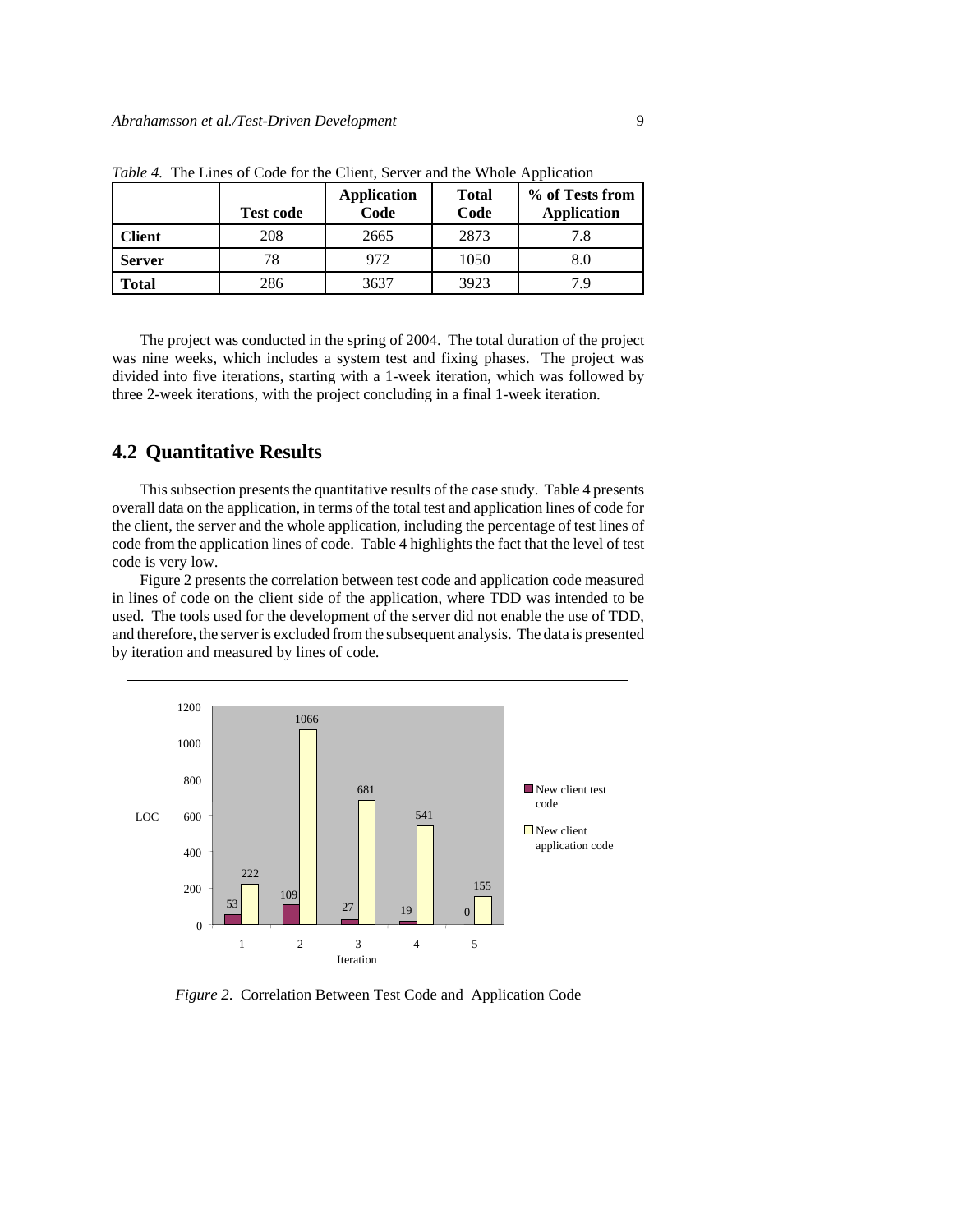*Table 4.* The Lines of Code for the Client, Server and the Whole Application

| | Test code | Application Code | Total Code | % of Tests from Application |
|---|---|---|---|---|
| **Client** | 208 | 2665 | 2873 | 7.8 |
| **Server** | 78 | 972 | 1050 | 8.0 |
| **Total** | 286 | 3637 | 3923 | 7.9 |

The project was conducted in the spring of 2004. The total duration of the project was nine weeks, which includes a system test and fixing phases. The project was divided into five iterations, starting with a 1-week iteration, which was followed by three 2-week iterations, with the project concluding in a final 1-week iteration.

## 4.2 Quantitative Results

This subsection presents the quantitative results of the case study. Table 4 presents overall data on the application, in terms of the total test and application lines of code for the client, the server and the whole application, including the percentage of test lines of code from the application lines of code. Table 4 highlights the fact that the level of test code is very low.

Figure 2 presents the correlation between test code and application code measured in lines of code on the client side of the application, where TDD was intended to be used. The tools used for the development of the server did not enable the use of TDD, and therefore, the server is excluded from the subsequent analysis. The data is presented by iteration and measured by lines of code.

*Figure 2.* Correlation Between Test Code and Application Code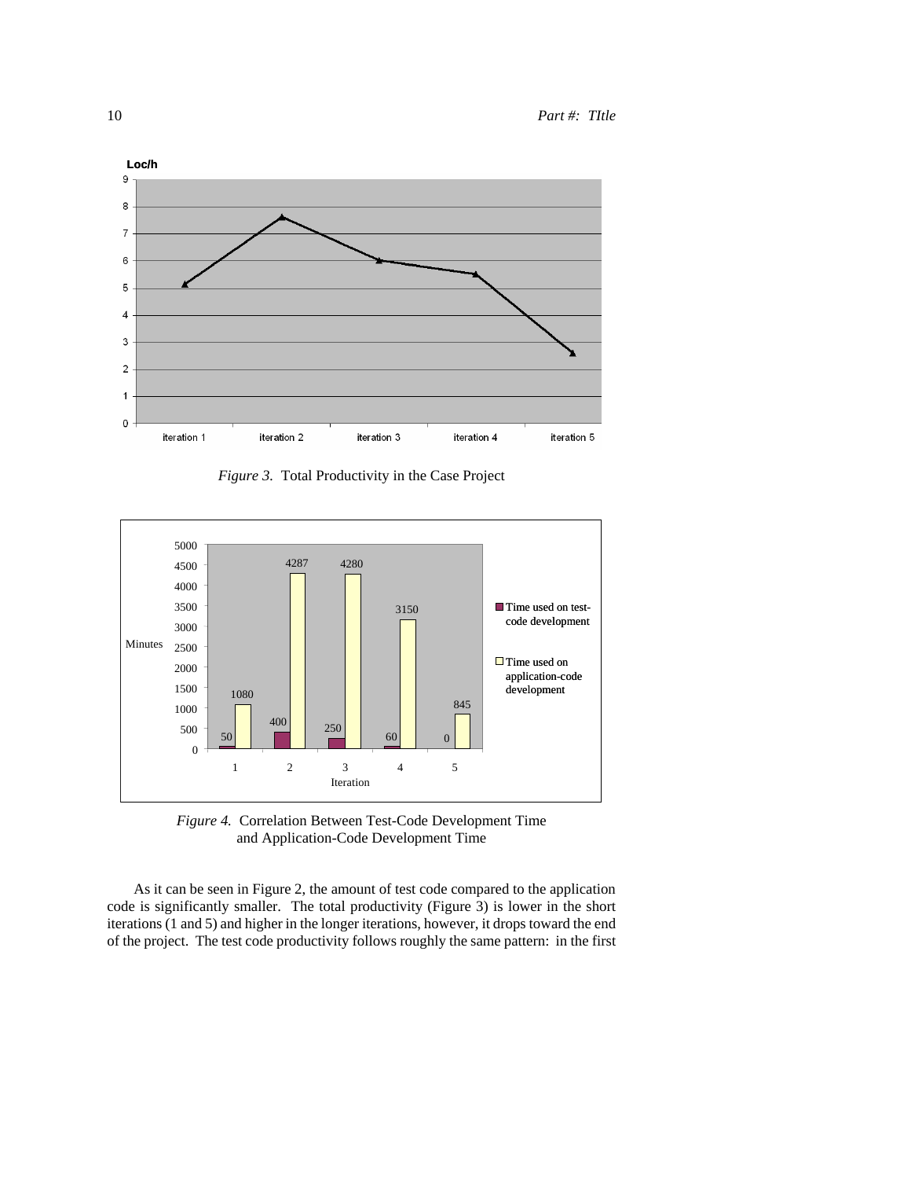*Figure 3.* Total Productivity in the Case Project

*Figure 4.* Correlation Between Test-Code Development Time and Application-Code Development Time

As it can be seen in Figure 2, the amount of test code compared to the application code is significantly smaller. The total productivity (Figure 3) is lower in the short iterations (1 and 5) and higher in the longer iterations, however, it drops toward the end of the project. The test code productivity follows roughly the same pattern: in the first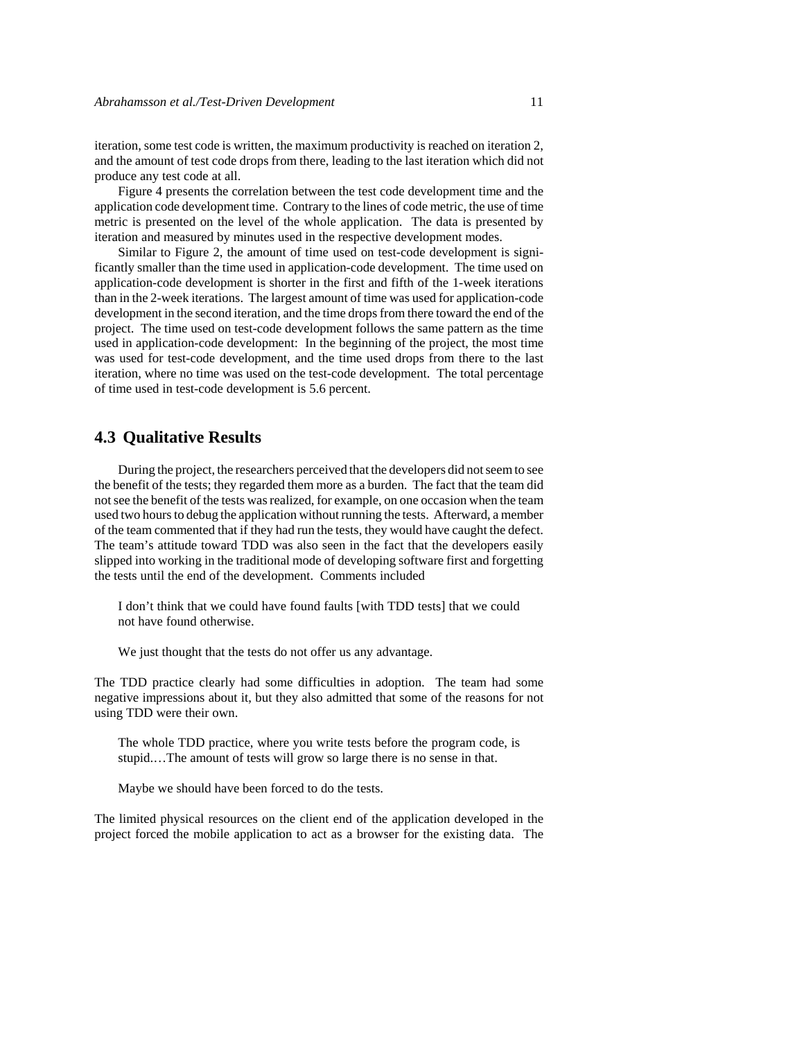iteration, some test code is written, the maximum productivity is reached on iteration 2, and the amount of test code drops from there, leading to the last iteration which did not produce any test code at all.

Figure 4 presents the correlation between the test code development time and the application code development time. Contrary to the lines of code metric, the use of time metric is presented on the level of the whole application. The data is presented by iteration and measured by minutes used in the respective development modes.

Similar to Figure 2, the amount of time used on test-code development is significantly smaller than the time used in application-code development. The time used on application-code development is shorter in the first and fifth of the 1-week iterations than in the 2-week iterations. The largest amount of time was used for application-code development in the second iteration, and the time drops from there toward the end of the project. The time used on test-code development follows the same pattern as the time used in application-code development: In the beginning of the project, the most time was used for test-code development, and the time used drops from there to the last iteration, where no time was used on the test-code development. The total percentage of time used in test-code development is 5.6 percent.

## 4.3 Qualitative Results

During the project, the researchers perceived that the developers did not seem to see the benefit of the tests; they regarded them more as a burden. The fact that the team did not see the benefit of the tests was realized, for example, on one occasion when the team used two hours to debug the application without running the tests. Afterward, a member of the team commented that if they had run the tests, they would have caught the defect. The team's attitude toward TDD was also seen in the fact that the developers easily slipped into working in the traditional mode of developing software first and forgetting the tests until the end of the development. Comments included

> I don't think that we could have found faults [with TDD tests] that we could not have found otherwise.
>
> We just thought that the tests do not offer us any advantage.

The TDD practice clearly had some difficulties in adoption. The team had some negative impressions about it, but they also admitted that some of the reasons for not using TDD were their own.

> The whole TDD practice, where you write tests before the program code, is stupid.…The amount of tests will grow so large there is no sense in that.
>
> Maybe we should have been forced to do the tests.

The limited physical resources on the client end of the application developed in the project forced the mobile application to act as a browser for the existing data. The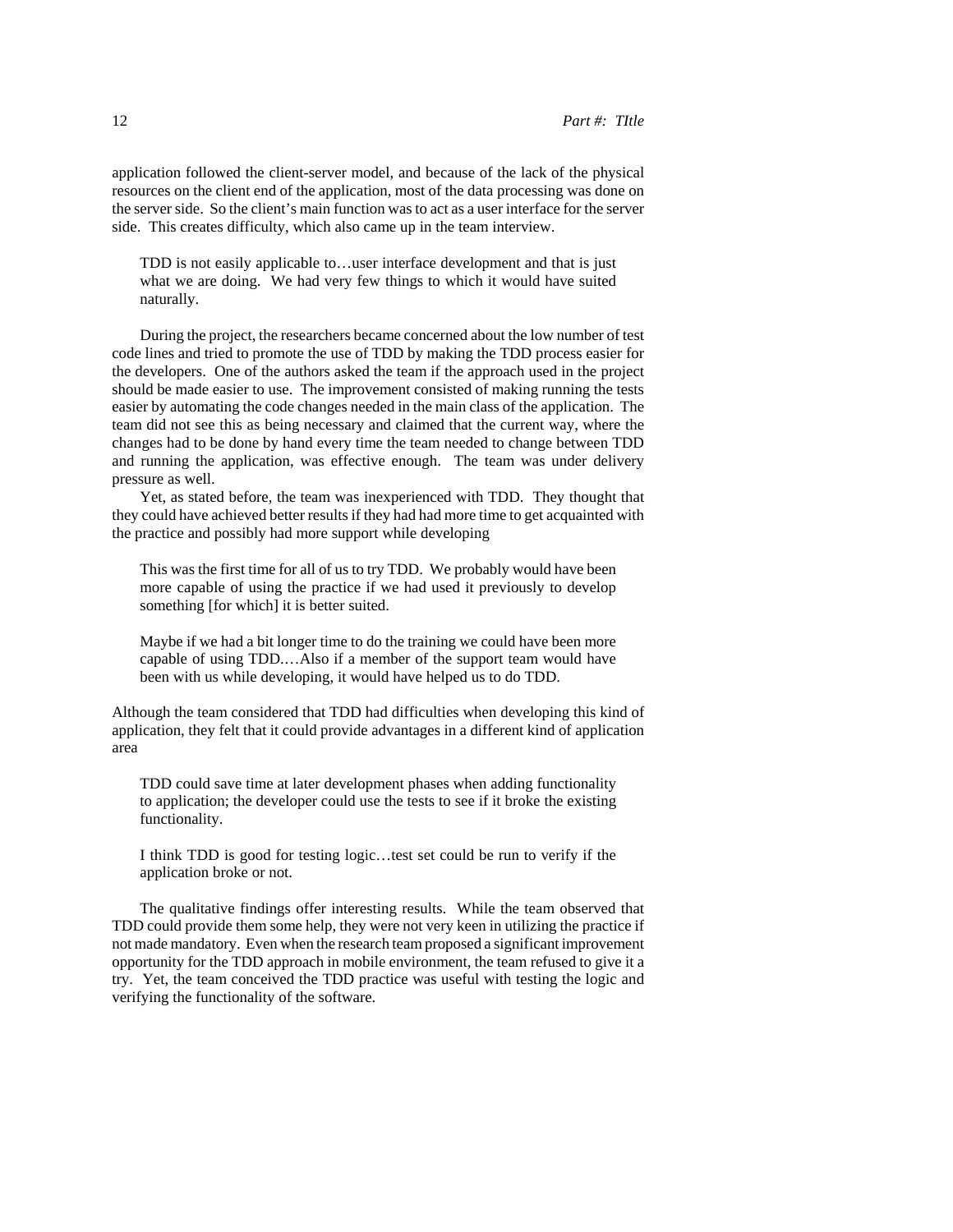application followed the client-server model, and because of the lack of the physical resources on the client end of the application, most of the data processing was done on the server side. So the client's main function was to act as a user interface for the server side. This creates difficulty, which also came up in the team interview.

> TDD is not easily applicable to…user interface development and that is just what we are doing. We had very few things to which it would have suited naturally.

During the project, the researchers became concerned about the low number of test code lines and tried to promote the use of TDD by making the TDD process easier for the developers. One of the authors asked the team if the approach used in the project should be made easier to use. The improvement consisted of making running the tests easier by automating the code changes needed in the main class of the application. The team did not see this as being necessary and claimed that the current way, where the changes had to be done by hand every time the team needed to change between TDD and running the application, was effective enough. The team was under delivery pressure as well.

Yet, as stated before, the team was inexperienced with TDD. They thought that they could have achieved better results if they had had more time to get acquainted with the practice and possibly had more support while developing

> This was the first time for all of us to try TDD. We probably would have been more capable of using the practice if we had used it previously to develop something [for which] it is better suited.

> Maybe if we had a bit longer time to do the training we could have been more capable of using TDD.…Also if a member of the support team would have been with us while developing, it would have helped us to do TDD.

Although the team considered that TDD had difficulties when developing this kind of application, they felt that it could provide advantages in a different kind of application area

> TDD could save time at later development phases when adding functionality to application; the developer could use the tests to see if it broke the existing functionality.

> I think TDD is good for testing logic…test set could be run to verify if the application broke or not.

The qualitative findings offer interesting results. While the team observed that TDD could provide them some help, they were not very keen in utilizing the practice if not made mandatory. Even when the research team proposed a significant improvement opportunity for the TDD approach in mobile environment, the team refused to give it a try. Yet, the team conceived the TDD practice was useful with testing the logic and verifying the functionality of the software.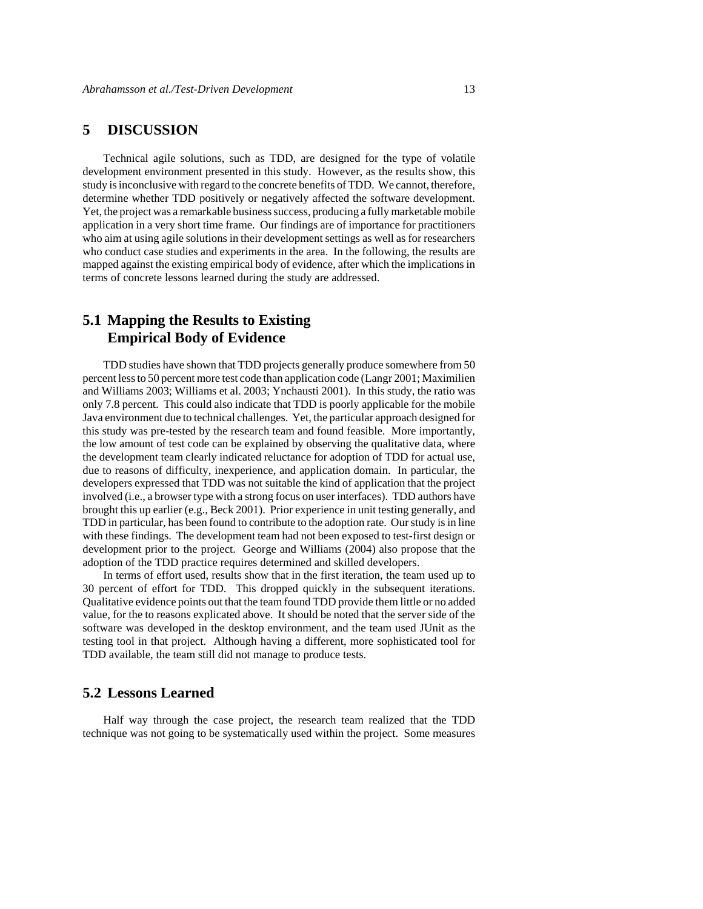# 5 DISCUSSION

Technical agile solutions, such as TDD, are designed for the type of volatile development environment presented in this study. However, as the results show, this study is inconclusive with regard to the concrete benefits of TDD. We cannot, therefore, determine whether TDD positively or negatively affected the software development. Yet, the project was a remarkable business success, producing a fully marketable mobile application in a very short time frame. Our findings are of importance for practitioners who aim at using agile solutions in their development settings as well as for researchers who conduct case studies and experiments in the area. In the following, the results are mapped against the existing empirical body of evidence, after which the implications in terms of concrete lessons learned during the study are addressed.

## 5.1 Mapping the Results to Existing Empirical Body of Evidence

TDD studies have shown that TDD projects generally produce somewhere from 50 percent less to 50 percent more test code than application code (Langr 2001; Maximilien and Williams 2003; Williams et al. 2003; Ynchausti 2001). In this study, the ratio was only 7.8 percent. This could also indicate that TDD is poorly applicable for the mobile Java environment due to technical challenges. Yet, the particular approach designed for this study was pre-tested by the research team and found feasible. More importantly, the low amount of test code can be explained by observing the qualitative data, where the development team clearly indicated reluctance for adoption of TDD for actual use, due to reasons of difficulty, inexperience, and application domain. In particular, the developers expressed that TDD was not suitable the kind of application that the project involved (i.e., a browser type with a strong focus on user interfaces). TDD authors have brought this up earlier (e.g., Beck 2001). Prior experience in unit testing generally, and TDD in particular, has been found to contribute to the adoption rate. Our study is in line with these findings. The development team had not been exposed to test-first design or development prior to the project. George and Williams (2004) also propose that the adoption of the TDD practice requires determined and skilled developers.

In terms of effort used, results show that in the first iteration, the team used up to 30 percent of effort for TDD. This dropped quickly in the subsequent iterations. Qualitative evidence points out that the team found TDD provide them little or no added value, for the to reasons explicated above. It should be noted that the server side of the software was developed in the desktop environment, and the team used JUnit as the testing tool in that project. Although having a different, more sophisticated tool for TDD available, the team still did not manage to produce tests.

## 5.2 Lessons Learned

Half way through the case project, the research team realized that the TDD technique was not going to be systematically used within the project. Some measures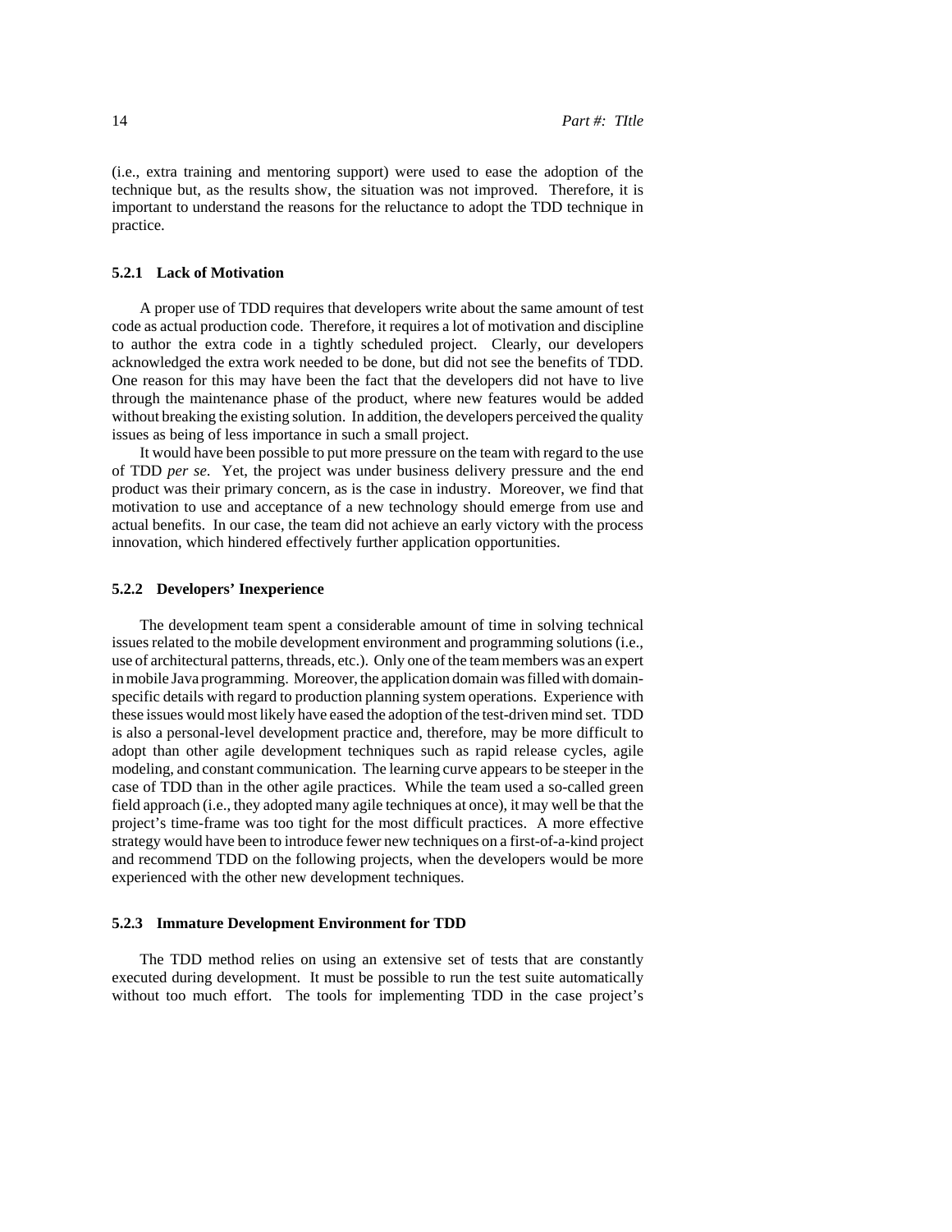(i.e., extra training and mentoring support) were used to ease the adoption of the technique but, as the results show, the situation was not improved. Therefore, it is important to understand the reasons for the reluctance to adopt the TDD technique in practice.

#### 5.2.1 Lack of Motivation

A proper use of TDD requires that developers write about the same amount of test code as actual production code. Therefore, it requires a lot of motivation and discipline to author the extra code in a tightly scheduled project. Clearly, our developers acknowledged the extra work needed to be done, but did not see the benefits of TDD. One reason for this may have been the fact that the developers did not have to live through the maintenance phase of the product, where new features would be added without breaking the existing solution. In addition, the developers perceived the quality issues as being of less importance in such a small project.

It would have been possible to put more pressure on the team with regard to the use of TDD *per se*. Yet, the project was under business delivery pressure and the end product was their primary concern, as is the case in industry. Moreover, we find that motivation to use and acceptance of a new technology should emerge from use and actual benefits. In our case, the team did not achieve an early victory with the process innovation, which hindered effectively further application opportunities.

#### 5.2.2 Developers' Inexperience

The development team spent a considerable amount of time in solving technical issues related to the mobile development environment and programming solutions (i.e., use of architectural patterns, threads, etc.). Only one of the team members was an expert in mobile Java programming. Moreover, the application domain was filled with domain-specific details with regard to production planning system operations. Experience with these issues would most likely have eased the adoption of the test-driven mind set. TDD is also a personal-level development practice and, therefore, may be more difficult to adopt than other agile development techniques such as rapid release cycles, agile modeling, and constant communication. The learning curve appears to be steeper in the case of TDD than in the other agile practices. While the team used a so-called green field approach (i.e., they adopted many agile techniques at once), it may well be that the project's time-frame was too tight for the most difficult practices. A more effective strategy would have been to introduce fewer new techniques on a first-of-a-kind project and recommend TDD on the following projects, when the developers would be more experienced with the other new development techniques.

#### 5.2.3 Immature Development Environment for TDD

The TDD method relies on using an extensive set of tests that are constantly executed during development. It must be possible to run the test suite automatically without too much effort. The tools for implementing TDD in the case project's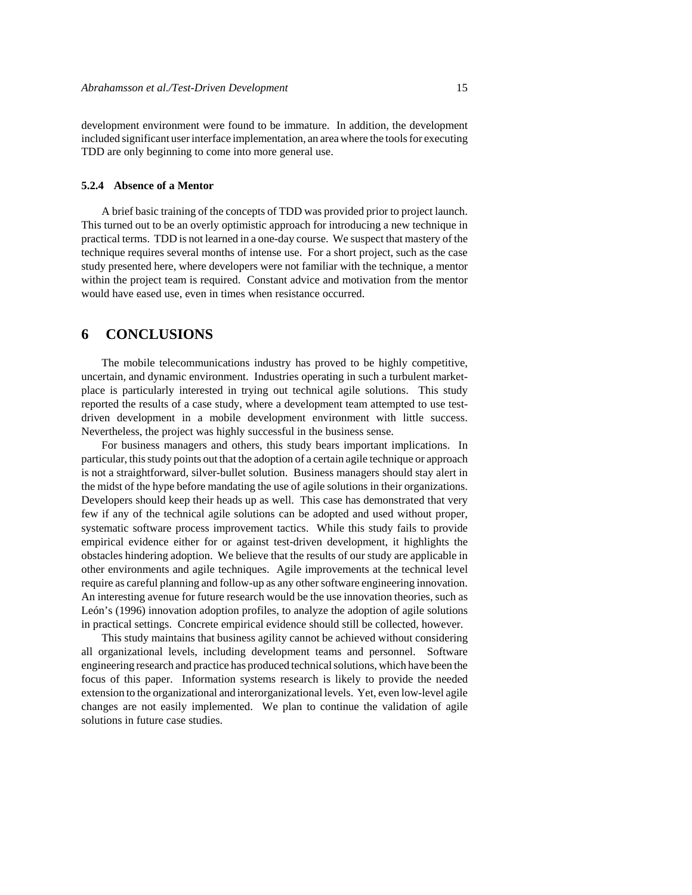development environment were found to be immature. In addition, the development included significant user interface implementation, an area where the tools for executing TDD are only beginning to come into more general use.

### 5.2.4 Absence of a Mentor

A brief basic training of the concepts of TDD was provided prior to project launch. This turned out to be an overly optimistic approach for introducing a new technique in practical terms. TDD is not learned in a one-day course. We suspect that mastery of the technique requires several months of intense use. For a short project, such as the case study presented here, where developers were not familiar with the technique, a mentor within the project team is required. Constant advice and motivation from the mentor would have eased use, even in times when resistance occurred.

## 6 CONCLUSIONS

The mobile telecommunications industry has proved to be highly competitive, uncertain, and dynamic environment. Industries operating in such a turbulent market-place is particularly interested in trying out technical agile solutions. This study reported the results of a case study, where a development team attempted to use test-driven development in a mobile development environment with little success. Nevertheless, the project was highly successful in the business sense.

For business managers and others, this study bears important implications. In particular, this study points out that the adoption of a certain agile technique or approach is not a straightforward, silver-bullet solution. Business managers should stay alert in the midst of the hype before mandating the use of agile solutions in their organizations. Developers should keep their heads up as well. This case has demonstrated that very few if any of the technical agile solutions can be adopted and used without proper, systematic software process improvement tactics. While this study fails to provide empirical evidence either for or against test-driven development, it highlights the obstacles hindering adoption. We believe that the results of our study are applicable in other environments and agile techniques. Agile improvements at the technical level require as careful planning and follow-up as any other software engineering innovation. An interesting avenue for future research would be the use innovation theories, such as León's (1996) innovation adoption profiles, to analyze the adoption of agile solutions in practical settings. Concrete empirical evidence should still be collected, however.

This study maintains that business agility cannot be achieved without considering all organizational levels, including development teams and personnel. Software engineering research and practice has produced technical solutions, which have been the focus of this paper. Information systems research is likely to provide the needed extension to the organizational and interorganizational levels. Yet, even low-level agile changes are not easily implemented. We plan to continue the validation of agile solutions in future case studies.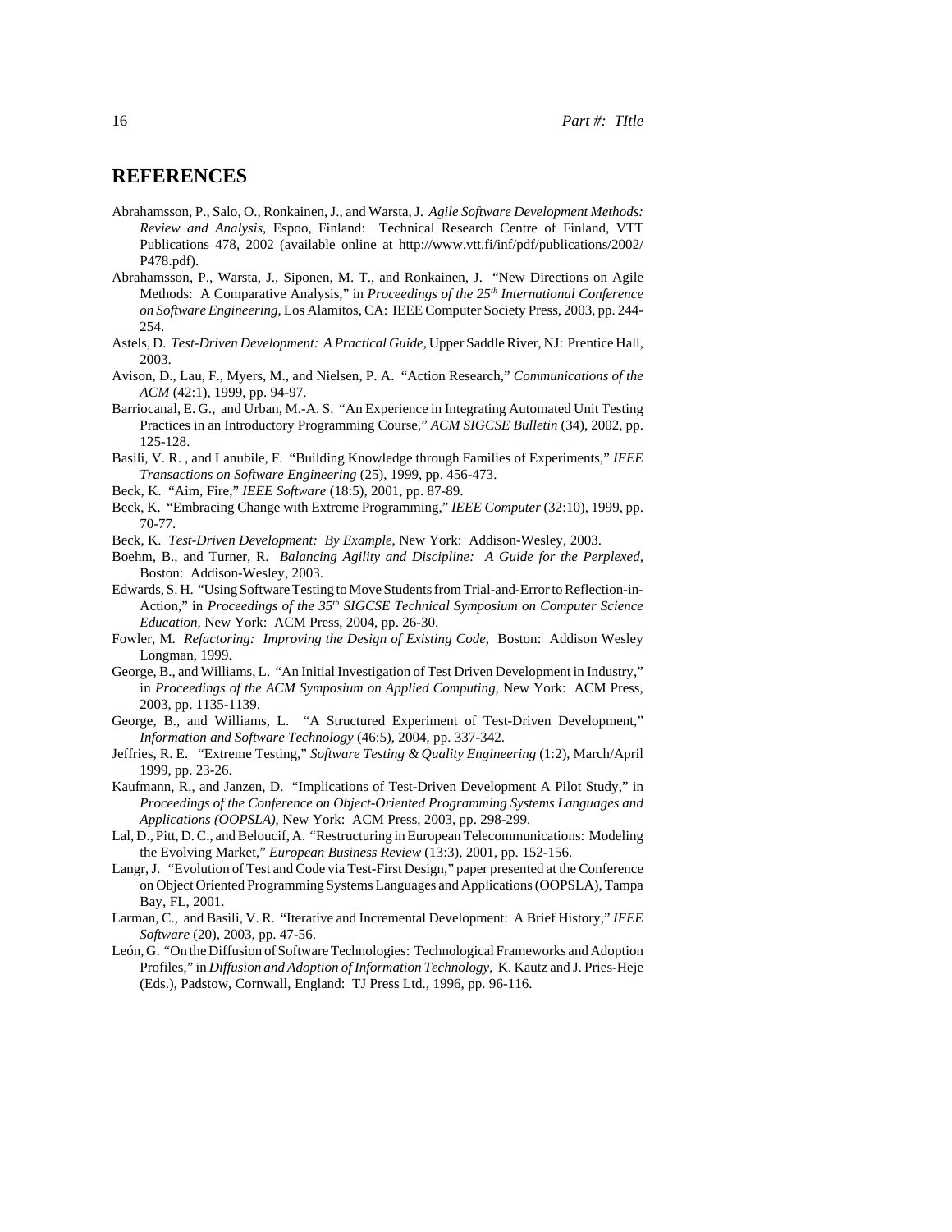## REFERENCES

Abrahamsson, P., Salo, O., Ronkainen, J., and Warsta, J. *Agile Software Development Methods: Review and Analysis*, Espoo, Finland: Technical Research Centre of Finland, VTT Publications 478, 2002 (available online at http://www.vtt.fi/inf/pdf/publications/2002/P478.pdf).

Abrahamsson, P., Warsta, J., Siponen, M. T., and Ronkainen, J. "New Directions on Agile Methods: A Comparative Analysis," in *Proceedings of the 25th International Conference on Software Engineering*, Los Alamitos, CA: IEEE Computer Society Press, 2003, pp. 244-254.

Astels, D. *Test-Driven Development: A Practical Guide*, Upper Saddle River, NJ: Prentice Hall, 2003.

Avison, D., Lau, F., Myers, M., and Nielsen, P. A. "Action Research," *Communications of the ACM* (42:1), 1999, pp. 94-97.

Barriocanal, E. G., and Urban, M.-A. S. "An Experience in Integrating Automated Unit Testing Practices in an Introductory Programming Course," *ACM SIGCSE Bulletin* (34), 2002, pp. 125-128.

Basili, V. R. , and Lanubile, F. "Building Knowledge through Families of Experiments," *IEEE Transactions on Software Engineering* (25), 1999, pp. 456-473.

Beck, K. "Aim, Fire," *IEEE Software* (18:5), 2001, pp. 87-89.

Beck, K. "Embracing Change with Extreme Programming," *IEEE Computer* (32:10), 1999, pp. 70-77.

Beck, K. *Test-Driven Development: By Example*, New York: Addison-Wesley, 2003.

Boehm, B., and Turner, R. *Balancing Agility and Discipline: A Guide for the Perplexed*, Boston: Addison-Wesley, 2003.

Edwards, S. H. "Using Software Testing to Move Students from Trial-and-Error to Reflection-in-Action," in *Proceedings of the 35th SIGCSE Technical Symposium on Computer Science Education*, New York: ACM Press, 2004, pp. 26-30.

Fowler, M. *Refactoring: Improving the Design of Existing Code*, Boston: Addison Wesley Longman, 1999.

George, B., and Williams, L. "An Initial Investigation of Test Driven Development in Industry," in *Proceedings of the ACM Symposium on Applied Computing*, New York: ACM Press, 2003, pp. 1135-1139.

George, B., and Williams, L. "A Structured Experiment of Test-Driven Development," *Information and Software Technology* (46:5), 2004, pp. 337-342.

Jeffries, R. E. "Extreme Testing," *Software Testing & Quality Engineering* (1:2), March/April 1999, pp. 23-26.

Kaufmann, R., and Janzen, D. "Implications of Test-Driven Development A Pilot Study," in *Proceedings of the Conference on Object-Oriented Programming Systems Languages and Applications (OOPSLA)*, New York: ACM Press, 2003, pp. 298-299.

Lal, D., Pitt, D. C., and Beloucif, A. "Restructuring in European Telecommunications: Modeling the Evolving Market," *European Business Review* (13:3), 2001, pp. 152-156.

Langr, J. "Evolution of Test and Code via Test-First Design," paper presented at the Conference on Object Oriented Programming Systems Languages and Applications (OOPSLA), Tampa Bay, FL, 2001.

Larman, C., and Basili, V. R. "Iterative and Incremental Development: A Brief History," *IEEE Software* (20), 2003, pp. 47-56.

León, G. "On the Diffusion of Software Technologies: Technological Frameworks and Adoption Profiles," in *Diffusion and Adoption of Information Technology*, K. Kautz and J. Pries-Heje (Eds.), Padstow, Cornwall, England: TJ Press Ltd., 1996, pp. 96-116.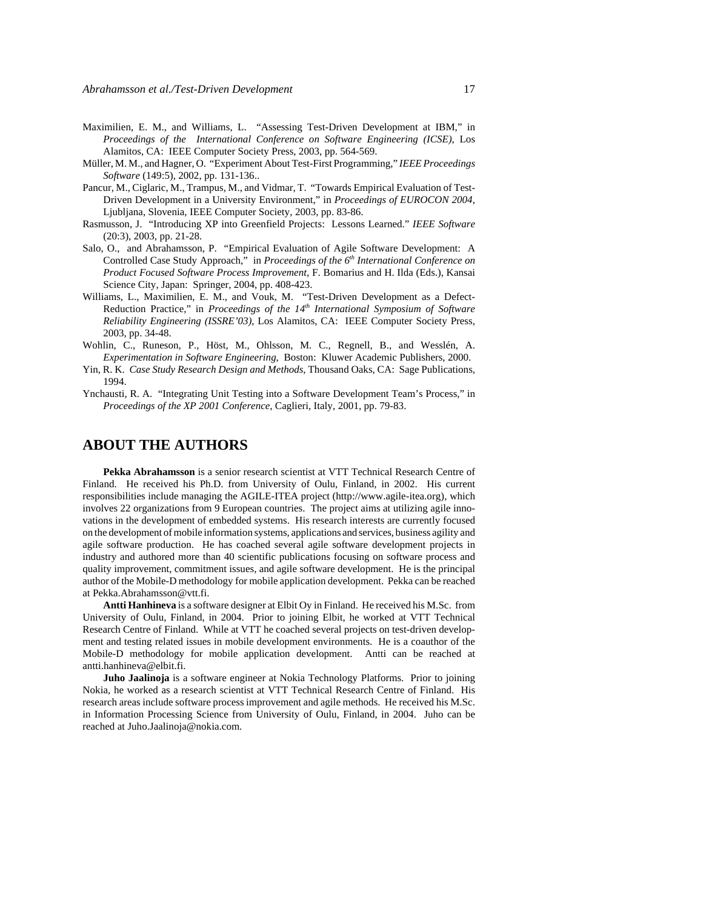Maximilien, E. M., and Williams, L. "Assessing Test-Driven Development at IBM," in *Proceedings of the International Conference on Software Engineering (ICSE)*, Los Alamitos, CA: IEEE Computer Society Press, 2003, pp. 564-569.

Müller, M. M., and Hagner, O. "Experiment About Test-First Programming," *IEEE Proceedings Software* (149:5), 2002, pp. 131-136..

Pancur, M., Ciglaric, M., Trampus, M., and Vidmar, T. "Towards Empirical Evaluation of Test-Driven Development in a University Environment," in *Proceedings of EUROCON 2004*, Ljubljana, Slovenia, IEEE Computer Society, 2003, pp. 83-86.

Rasmusson, J. "Introducing XP into Greenfield Projects: Lessons Learned." *IEEE Software* (20:3), 2003, pp. 21-28.

Salo, O., and Abrahamsson, P. "Empirical Evaluation of Agile Software Development: A Controlled Case Study Approach," in *Proceedings of the 6th International Conference on Product Focused Software Process Improvement*, F. Bomarius and H. Ilda (Eds.), Kansai Science City, Japan: Springer, 2004, pp. 408-423.

Williams, L., Maximilien, E. M., and Vouk, M. "Test-Driven Development as a Defect-Reduction Practice," in *Proceedings of the 14th International Symposium of Software Reliability Engineering (ISSRE'03)*, Los Alamitos, CA: IEEE Computer Society Press, 2003, pp. 34-48.

Wohlin, C., Runeson, P., Höst, M., Ohlsson, M. C., Regnell, B., and Wesslén, A. *Experimentation in Software Engineering*, Boston: Kluwer Academic Publishers, 2000.

Yin, R. K. *Case Study Research Design and Methods*, Thousand Oaks, CA: Sage Publications, 1994.

Ynchausti, R. A. "Integrating Unit Testing into a Software Development Team's Process," in *Proceedings of the XP 2001 Conference*, Caglieri, Italy, 2001, pp. 79-83.

## ABOUT THE AUTHORS

**Pekka Abrahamsson** is a senior research scientist at VTT Technical Research Centre of Finland. He received his Ph.D. from University of Oulu, Finland, in 2002. His current responsibilities include managing the AGILE-ITEA project (http://www.agile-itea.org), which involves 22 organizations from 9 European countries. The project aims at utilizing agile innovations in the development of embedded systems. His research interests are currently focused on the development of mobile information systems, applications and services, business agility and agile software production. He has coached several agile software development projects in industry and authored more than 40 scientific publications focusing on software process and quality improvement, commitment issues, and agile software development. He is the principal author of the Mobile-D methodology for mobile application development. Pekka can be reached at Pekka.Abrahamsson@vtt.fi.

**Antti Hanhineva** is a software designer at Elbit Oy in Finland. He received his M.Sc. from University of Oulu, Finland, in 2004. Prior to joining Elbit, he worked at VTT Technical Research Centre of Finland. While at VTT he coached several projects on test-driven development and testing related issues in mobile development environments. He is a coauthor of the Mobile-D methodology for mobile application development. Antti can be reached at antti.hanhineva@elbit.fi.

**Juho Jaalinoja** is a software engineer at Nokia Technology Platforms. Prior to joining Nokia, he worked as a research scientist at VTT Technical Research Centre of Finland. His research areas include software process improvement and agile methods. He received his M.Sc. in Information Processing Science from University of Oulu, Finland, in 2004. Juho can be reached at Juho.Jaalinoja@nokia.com.